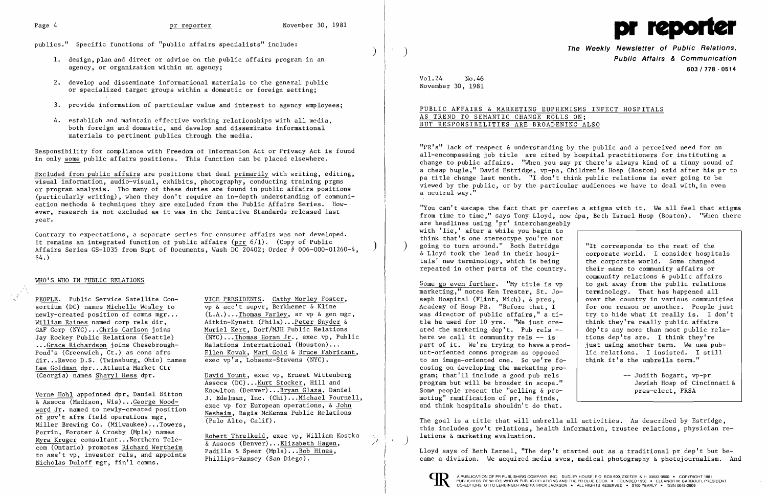publics." Specific functions of "public affairs specialists" include:

1. design, plan and direct or advise on the public affairs program in an agency, or organization within an agency;

2. develop and disseminate informational materials to the general public or specialized target groups within a domestic or foreign setting;

3. provide information of particular value and interest to agency employees;

4. establish and maintain effective working relationships with all media, both foreign and domestic, and develop and disseminate informational materials to pertinent publics through the media.

Responsibility for compliance with Freedom of Information Act or Privacy Act is found in only some public affairs positions. This function can be placed elsewhere.

Excluded from public affairs are positions that deal primarily with writing, editing, visual information, audio-visual, exhibits, photography, conducting training prgms or program analysis. Tho many of these duties are found in public affairs positions (particularly writing), when they don't require an in-depth understanding of communication methods & techniques they are excluded from the Public Affairs Series. However, research is not excluded as it was in the Tentative Standards released last year.

Contrary to expectations, a separate series for consumer affairs was not developed. It remains an integrated function of public affairs (prr 6/1). (Copy of Public Affairs Series GS-1035 from Supt of Documents, Wash DC 20402; Order # 006-000-01260-4, $4.)

## WHO'S WHO IN PUBLIC RELATIONS

PEOPLE. Public Service Satellite Consortium (DC) names Michelle Wesley to newly-created position of comns mgr... William Raines named corp rels dir, GAF Corp (NYC)...Chris Carlson joins Jay Rockey Public Relations (Seattle) ...Grace Richardson joins Chesebrough-Pond's (Greenwich, Ct.) as cons afrs dir...Revco D.S. (Twinsburg, Ohio) names Lee Goldman dpr...Atlanta Market Ctr (Georgia) names Sharyl Hess dpr.

Verne Hohl appointed dpr, Daniel Bitton & Assocs (Madison, Wis)...George Woodward Jr. named to newly-created position of gov't afrs field operations mgr, Miller Brewing Co. (Milwaukee)...Towers, Perrin, Forster & Crosby (Mpls) names Myra Kruger consultant...Northern Telecom (Ontario) promotes Richard Wertheim to ass't vp, investor rels, and appoints Nicholas Duloff mgr, fin'l comns.

VICE PRESIDENTS. Cathy Morley Foster, vp & acc't supvr, Berkhemer & Kline (L.A.)...Thomas Farley, sr vp & gen mgr, Aitkin-Kynett (Phila)...Peter Snyder & Muriel Kert, Dorf/MJH Public Relations (NYC)...Thomas Horan Jr., exec vp, Public Relations International (Houston)... Ellen Kovak, Mari Gold & Bruce Fabricant, exec vp's, Lobsenz-Stevens (NYC).

David Yount, exec vp, Ernest Wittenberg Assocs (DC)...Kurt Stocker, Hill and Knowlton (Denver)...Bryan Glaza, Daniel J. Edelman, Inc. (Chi)...Michael Fournell, exec vp for European operations, & John Nesheim, Regis McKenna Public Relations (Palo Alto, Calif).

Robert Threlkeld, exec vp, William Kostka & Assocs (Denver)...Elizabeth Hagen, Padilla & Speer (Mpls)...Bob Hines, Phillips-Ramsey (San Diego).

# pr reporter

**The Weekly Newsletter of Public Relations, Public Affairs & Communication**
**603 / 778 - 0514**

Vol.24 No.46
November 30, 1981

## PUBLIC AFFAIRS & MARKETING EUPHEMISMS INFECT HOSPITALS AS TREND TO SEMANTIC CHANGE ROLLS ON; BUT RESPONSIBILITIES ARE BROADENING ALSO

"PR's" lack of respect & understanding by the public and a perceived need for an all-encompassing job title are cited by hospital practitioners for instituting a change to public affairs. "When you say pr there's always kind of a tinny sound of a cheap bugle," David Estridge, vp-pa, Children's Hosp (Boston) said after his pr to pa title change last month. "I don't think public relations is ever going to be viewed by the public, or by the particular audiences we have to deal with, in even a neutral way."

"You can't escape the fact that pr carries a stigma with it. We all feel that stigma from time to time," says Tony Lloyd, now dpa, Beth Israel Hosp (Boston). "When there are headlines using 'pr' interchangeably with 'lie,' after a while you begin to think that's one stereotype you're not going to turn around." Both Estridge & Lloyd took the lead in their hospitals' new terminology, which is being repeated in other parts of the country.

Some go even further. "My title is vp marketing," notes Ken Trester, St. Joseph Hospital (Flint, Mich), & pres, Academy of Hosp PR. "Before that, I was director of public affairs," a title he used for 10 yrs. "We just created the marketing dep't. Pub rels -- here we call it community rels -- is part of it. We're trying to have a product-oriented comns program as opposed to an image-oriented one. So we're focusing on developing the marketing program; that'll include a good pub rels program but will be broader in scope." Some people resent the "selling & promoting" ramification of pr, he finds, and think hospitals shouldn't do that.

> "It corresponds to the rest of the corporate world. I consider hospitals the corporate world. Some changed their name to community affairs or community relations & public affairs to get away from the public relations terminology. That has happened all over the country in various communities for one reason or another. People just try to hide what it really is. I don't think they're really public affairs dep'ts any more than most public relations dep'ts are. I think they're just using another term. We use public relations. I insisted. I still think it's the umbrella term."
>
> -- Judith Bogart, vp-pr Jewish Hosp of Cincinnati & pres-elect, PRSA

The goal is a title that will umbrella all activities. As described by Estridge, this includes gov't relations, health information, trustee relations, physician relations & marketing evaluation.

Lloyd says of Beth Israel, "The dep't started out as a traditional pr dep't but became a division. We acquired media svcs, medical photography & photojournalism. And

A PUBLICATION OF PR PUBLISHING COMPANY, INC. DUDLEY HOUSE, P.O. BOX 600, EXETER, N.H. 03833-0600 • COPYRIGHT 1981 PUBLISHERS OF WHO'S WHO IN PUBLIC RELATIONS AND THE PR BLUE BOOK • FOUNDED 1958 • ELEANOR M. BARBOUR, PRESIDENT CO-EDITORS: OTTO LERBINGER AND PATRICK JACKSON • ALL RIGHTS RESERVED • $100 YEARLY • ISSN 0048-2609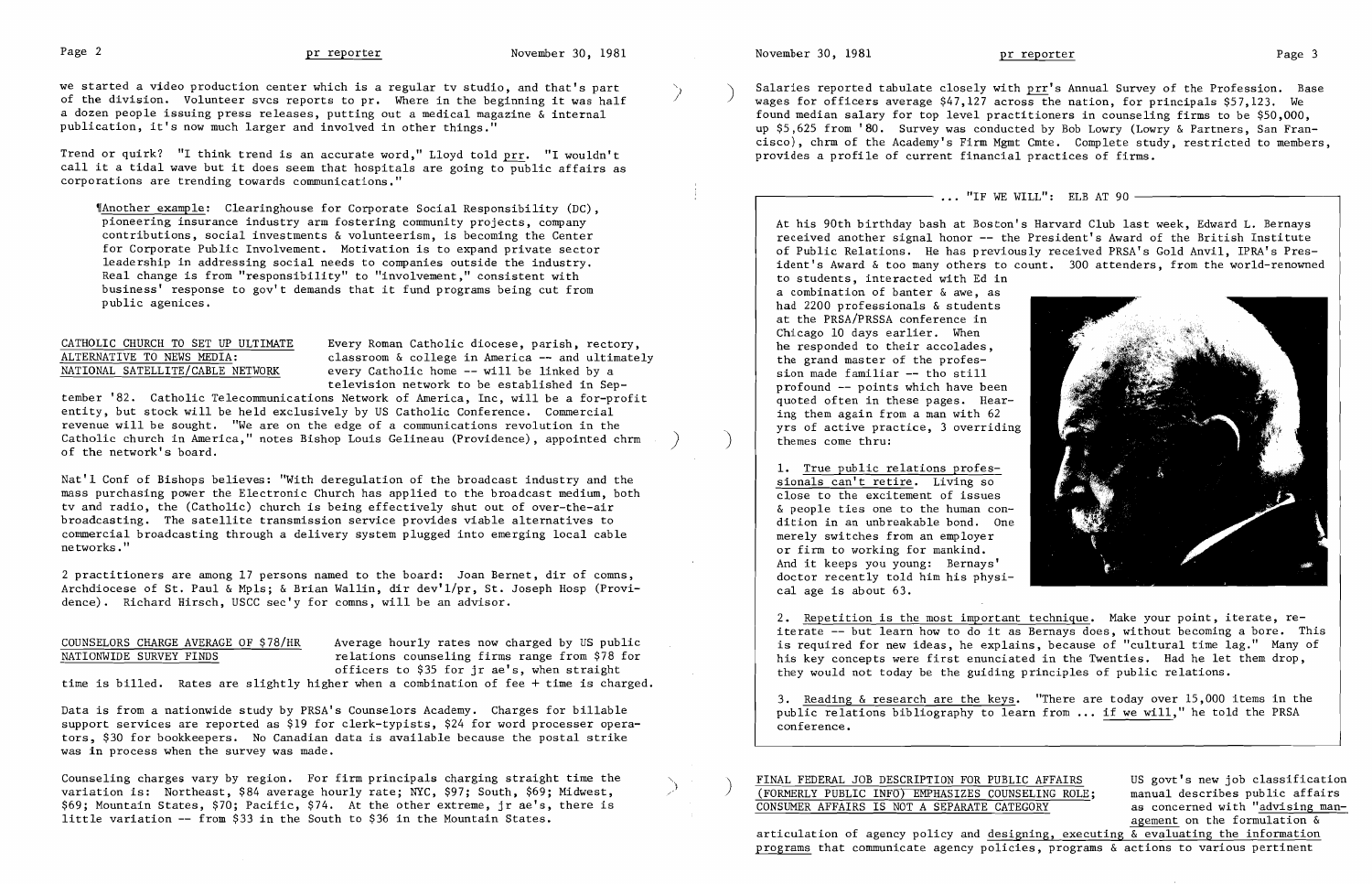we started a video production center which is a regular tv studio, and that's part of the division. Volunteer svcs reports to pr. Where in the beginning it was half a dozen people issuing press releases, putting out a medical magazine & internal publication, it's now much larger and involved in other things."

Trend or quirk? "I think trend is an accurate word," Lloyd told prr. "I wouldn't call it a tidal wave but it does seem that hospitals are going to public affairs as corporations are trending towards communications."

¶Another example: Clearinghouse for Corporate Social Responsibility (DC), pioneering insurance industry arm fostering community projects, company contributions, social investments & volunteerism, is becoming the Center for Corporate Public Involvement. Motivation is to expand private sector leadership in addressing social needs to companies outside the industry. Real change is from "responsibility" to "involvement," consistent with business' response to gov't demands that it fund programs being cut from public agencies.

CATHOLIC CHURCH TO SET UP ULTIMATE ALTERNATIVE TO NEWS MEDIA: NATIONAL SATELLITE/CABLE NETWORK

Every Roman Catholic diocese, parish, rectory, classroom & college in America -- and ultimately every Catholic home -- will be linked by a television network to be established in September '82. Catholic Telecommunications Network of America, Inc, will be a for-profit entity, but stock will be held exclusively by US Catholic Conference. Commercial revenue will be sought. "We are on the edge of a communications revolution in the Catholic church in America," notes Bishop Louis Gelineau (Providence), appointed chrm of the network's board.

Nat'l Conf of Bishops believes: "With deregulation of the broadcast industry and the mass purchasing power the Electronic Church has applied to the broadcast medium, both tv and radio, the (Catholic) church is being effectively shut out of over-the-air broadcasting. The satellite transmission service provides viable alternatives to commercial broadcasting through a delivery system plugged into emerging local cable networks."

2 practitioners are among 17 persons named to the board: Joan Bernet, dir of comns, Archdiocese of St. Paul & Mpls; & Brian Wallin, dir dev'l/pr, St. Joseph Hosp (Providence). Richard Hirsch, USCC sec'y for comns, will be an advisor.

COUNSELORS CHARGE AVERAGE OF $78/HR NATIONWIDE SURVEY FINDS

Average hourly rates now charged by US public relations counseling firms range from $78 for officers to $35 for jr ae's, when straight time is billed. Rates are slightly higher when a combination of fee + time is charged.

Data is from a nationwide study by PRSA's Counselors Academy. Charges for billable support services are reported as $19 for clerk-typists, $24 for word processer operators, $30 for bookkeepers. No Canadian data is available because the postal strike was in process when the survey was made.

Counseling charges vary by region. For firm principals charging straight time the variation is: Northeast, $84 average hourly rate; NYC, $97; South, $69; Midwest, $69; Mountain States, $70; Pacific, $74. At the other extreme, jr ae's, there is little variation -- from $33 in the South to $36 in the Mountain States.

Salaries reported tabulate closely with prr's Annual Survey of the Profession. Base wages for officers average $47,127 across the nation, for principals $57,123. We found median salary for top level practitioners in counseling firms to be $50,000, up $5,625 from '80. Survey was conducted by Bob Lowry (Lowry & Partners, San Francisco), chrm of the Academy's Firm Mgmt Cmte. Complete study, restricted to members, provides a profile of current financial practices of firms.

## ... "IF WE WILL": ELB AT 90

At his 90th birthday bash at Boston's Harvard Club last week, Edward L. Bernays received another signal honor -- the President's Award of the British Institute of Public Relations. He has previously received PRSA's Gold Anvil, IPRA's President's Award & too many others to count. 300 attenders, from the world-renowned to students, interacted with Ed in a combination of banter & awe, as had 2200 professionals & students at the PRSA/PRSSA conference in Chicago 10 days earlier. When he responded to their accolades, the grand master of the profession made familiar -- tho still profound -- points which have been quoted often in these pages. Hearing them again from a man with 62 yrs of active practice, 3 overriding themes come thru:

1. True public relations professionals can't retire. Living so close to the excitement of issues & people ties one to the human condition in an unbreakable bond. One merely switches from an employer or firm to working for mankind. And it keeps you young: Bernays' doctor recently told him his physical age is about 63.

2. Repetition is the most important technique. Make your point, iterate, reiterate -- but learn how to do it as Bernays does, without becoming a bore. This is required for new ideas, he explains, because of "cultural time lag." Many of his key concepts were first enunciated in the Twenties. Had he let them drop, they would not today be the guiding principles of public relations.

3. Reading & research are the keys. "There are today over 15,000 items in the public relations bibliography to learn from ... if we will," he told the PRSA conference.

FINAL FEDERAL JOB DESCRIPTION FOR PUBLIC AFFAIRS (FORMERLY PUBLIC INFO) EMPHASIZES COUNSELING ROLE; CONSUMER AFFAIRS IS NOT A SEPARATE CATEGORY

US govt's new job classification manual describes public affairs as concerned with "advising management on the formulation & articulation of agency policy and designing, executing & evaluating the information programs that communicate agency policies, programs & actions to various pertinent